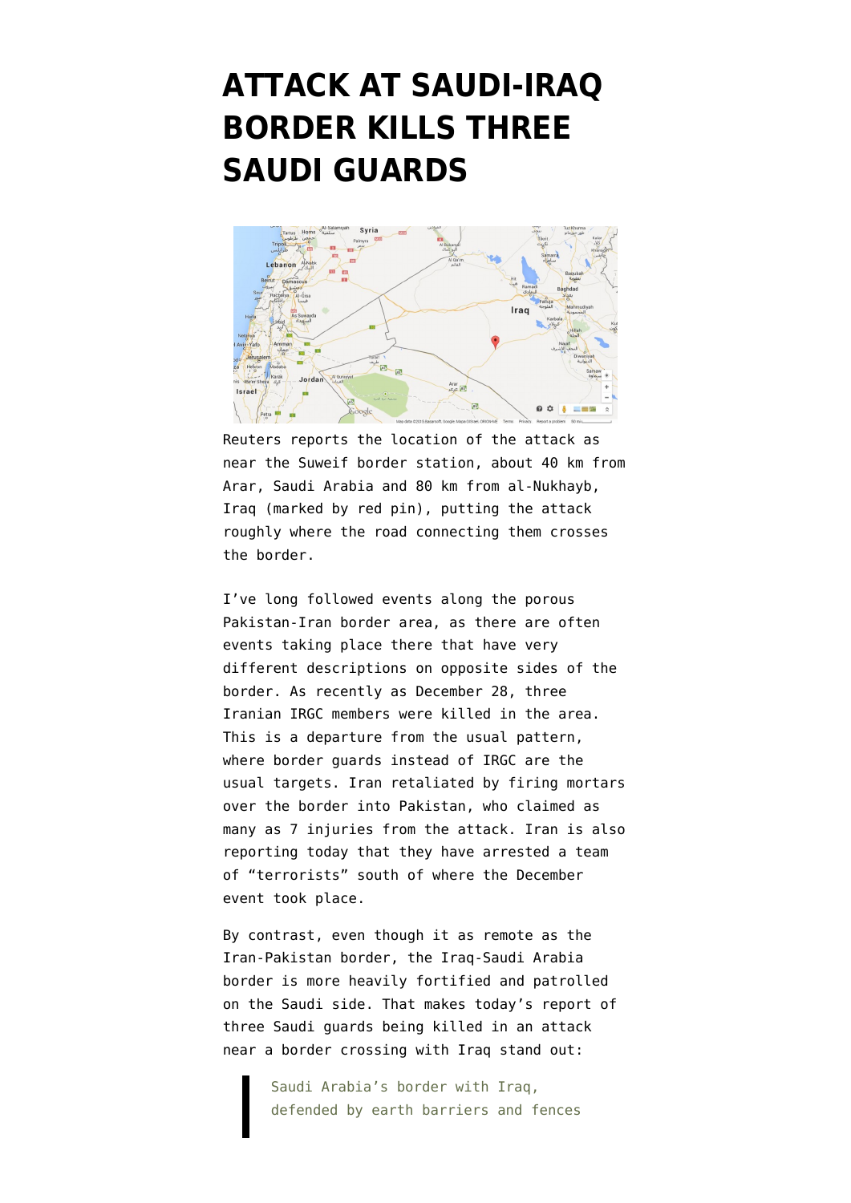# ATTACK AT SAUDI-IRAQ BORDER KILLS THREE SAUDI GUARDS

Reuters reports the location of the attack as near the Suweif border station, about 40 km from Arar, Saudi Arabia and 80 km from al-Nukhayb, Iraq (marked by red pin), putting the attack roughly where the road connecting them crosses the border.

I've long followed events along the porous Pakistan-Iran border area, as there are often events taking place there that have very different descriptions on opposite sides of the border. As recently as December 28, three Iranian IRGC members were killed in the area. This is a departure from the usual pattern, where border guards instead of IRGC are the usual targets. Iran retaliated by firing mortars over the border into Pakistan, who claimed as many as 7 injuries from the attack. Iran is also reporting today that they have arrested a team of "terrorists" south of where the December event took place.

By contrast, even though it as remote as the Iran-Pakistan border, the Iraq-Saudi Arabia border is more heavily fortified and patrolled on the Saudi side. That makes today's report of three Saudi guards being killed in an attack near a border crossing with Iraq stand out:

> Saudi Arabia's border with Iraq, defended by earth barriers and fences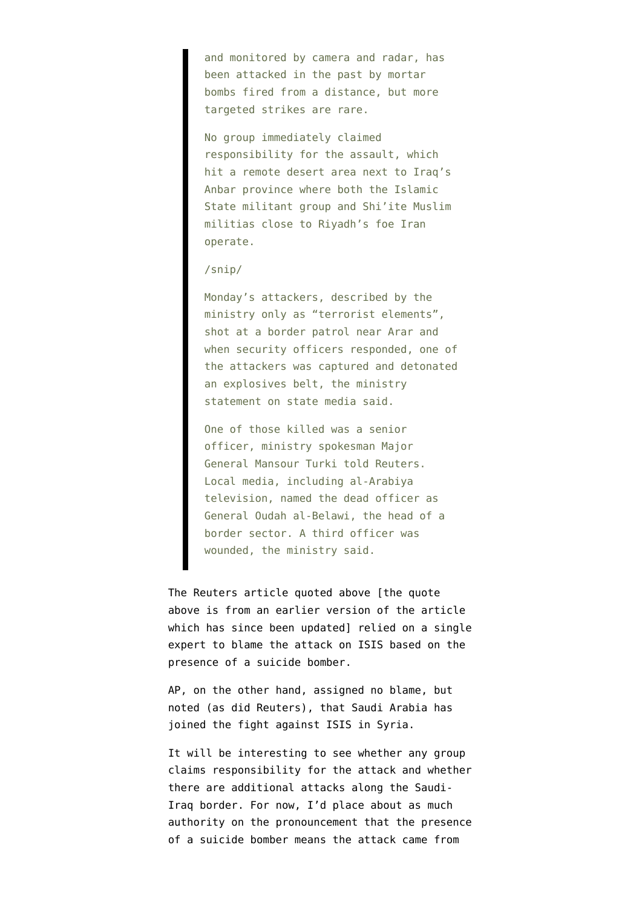> and monitored by camera and radar, has been attacked in the past by mortar bombs fired from a distance, but more targeted strikes are rare.
>
> No group immediately claimed responsibility for the assault, which hit a remote desert area next to Iraq's Anbar province where both the Islamic State militant group and Shi'ite Muslim militias close to Riyadh's foe Iran operate.
>
> /snip/
>
> Monday's attackers, described by the ministry only as "terrorist elements", shot at a border patrol near Arar and when security officers responded, one of the attackers was captured and detonated an explosives belt, the ministry statement on state media said.
>
> One of those killed was a senior officer, ministry spokesman Major General Mansour Turki told Reuters. Local media, including al-Arabiya television, named the dead officer as General Oudah al-Belawi, the head of a border sector. A third officer was wounded, the ministry said.

The Reuters article quoted above [the quote above is from an earlier version of the article which has since been updated] relied on a single expert to blame the attack on ISIS based on the presence of a suicide bomber.

AP, on the other hand, assigned no blame, but noted (as did Reuters), that Saudi Arabia has joined the fight against ISIS in Syria.

It will be interesting to see whether any group claims responsibility for the attack and whether there are additional attacks along the Saudi-Iraq border. For now, I'd place about as much authority on the pronouncement that the presence of a suicide bomber means the attack came from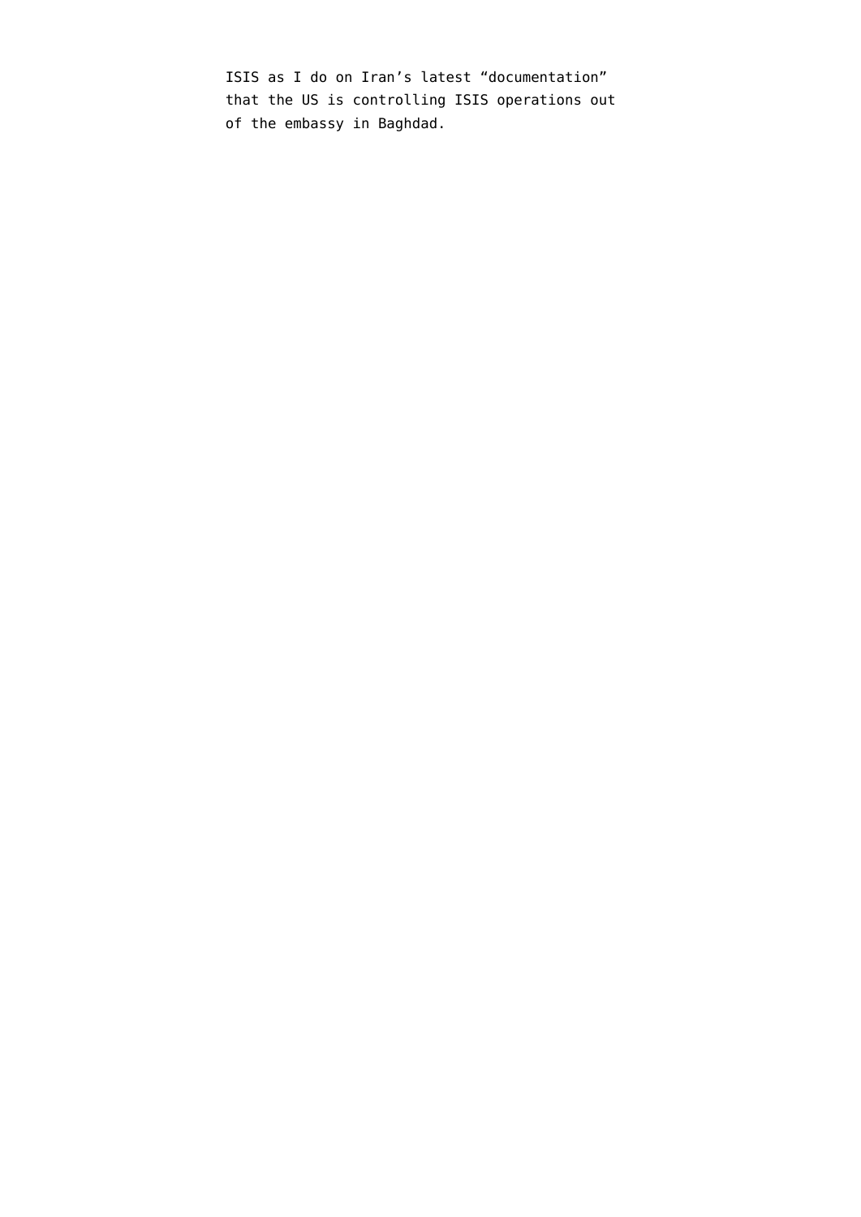ISIS as I do on Iran's latest "documentation" that the US is controlling ISIS operations out of the embassy in Baghdad.